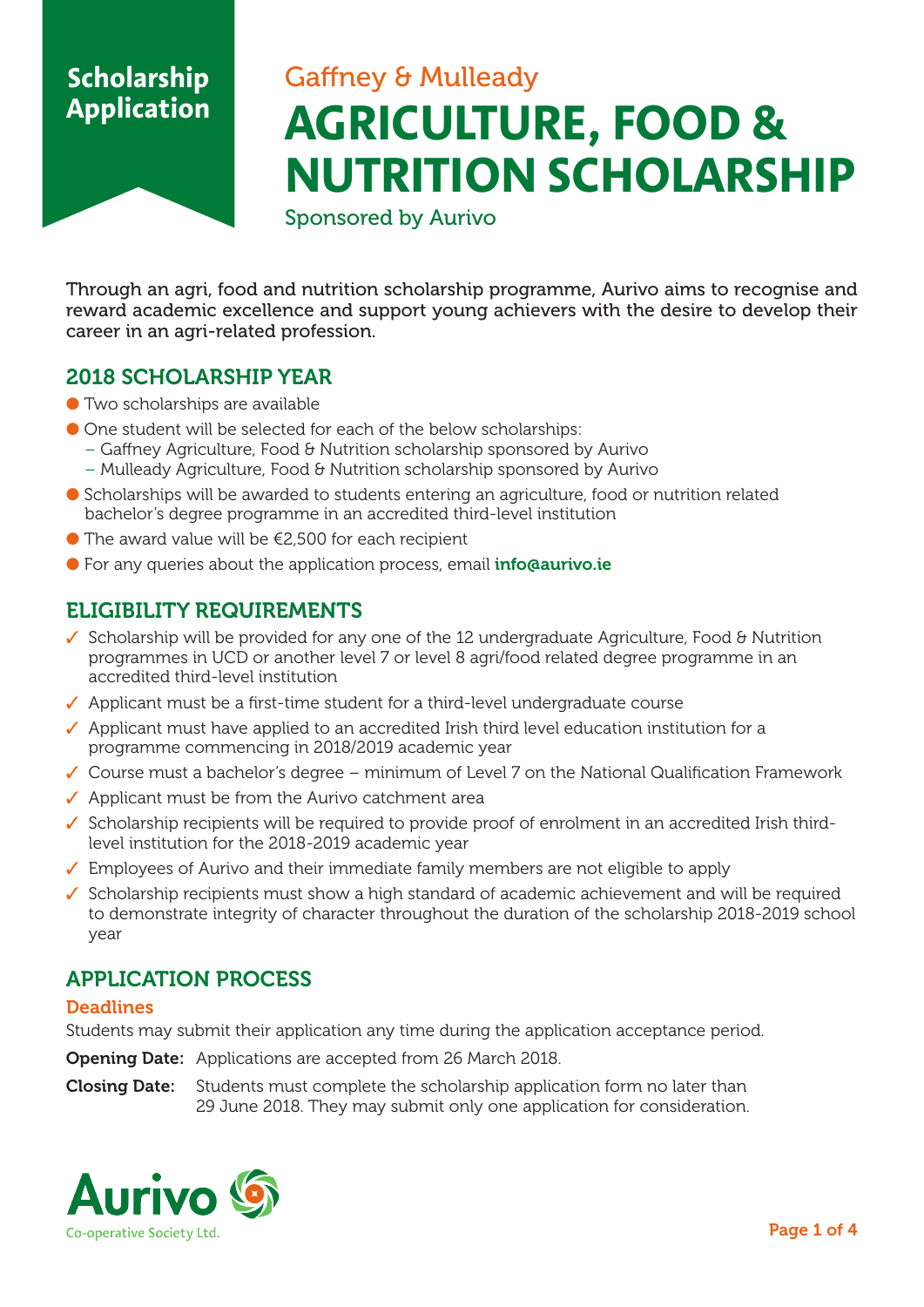**Scholarship Application**

Gaffney & Mulleady

# AGRICULTURE, FOOD & NUTRITION SCHOLARSHIP

Sponsored by Aurivo

Through an agri, food and nutrition scholarship programme, Aurivo aims to recognise and reward academic excellence and support young achievers with the desire to develop their career in an agri-related profession.

## 2018 SCHOLARSHIP YEAR

- Two scholarships are available
- One student will be selected for each of the below scholarships:
  - Gaffney Agriculture, Food & Nutrition scholarship sponsored by Aurivo
  - Mulleady Agriculture, Food & Nutrition scholarship sponsored by Aurivo
- Scholarships will be awarded to students entering an agriculture, food or nutrition related bachelor's degree programme in an accredited third-level institution
- The award value will be €2,500 for each recipient
- For any queries about the application process, email **info@aurivo.ie**

## ELIGIBILITY REQUIREMENTS

- ✓ Scholarship will be provided for any one of the 12 undergraduate Agriculture, Food & Nutrition programmes in UCD or another level 7 or level 8 agri/food related degree programme in an accredited third-level institution
- ✓ Applicant must be a first-time student for a third-level undergraduate course
- ✓ Applicant must have applied to an accredited Irish third level education institution for a programme commencing in 2018/2019 academic year
- ✓ Course must a bachelor's degree – minimum of Level 7 on the National Qualification Framework
- ✓ Applicant must be from the Aurivo catchment area
- ✓ Scholarship recipients will be required to provide proof of enrolment in an accredited Irish third-level institution for the 2018-2019 academic year
- ✓ Employees of Aurivo and their immediate family members are not eligible to apply
- ✓ Scholarship recipients must show a high standard of academic achievement and will be required to demonstrate integrity of character throughout the duration of the scholarship 2018-2019 school year

## APPLICATION PROCESS

### Deadlines

Students may submit their application any time during the application acceptance period.

**Opening Date:** Applications are accepted from 26 March 2018.

**Closing Date:** Students must complete the scholarship application form no later than 29 June 2018. They may submit only one application for consideration.

Aurivo
Co-operative Society Ltd.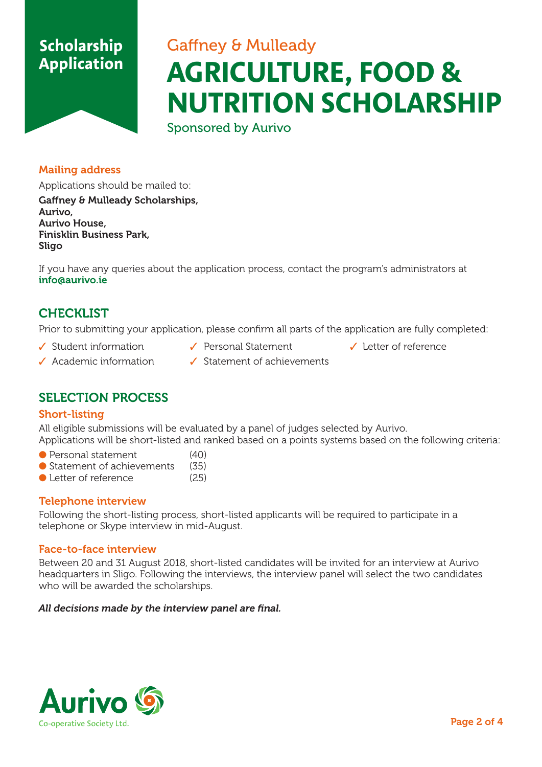Scholarship Application

Gaffney & Mulleady

# AGRICULTURE, FOOD & NUTRITION SCHOLARSHIP

Sponsored by Aurivo

### Mailing address

Applications should be mailed to:

**Gaffney & Mulleady Scholarships,**
**Aurivo,**
**Aurivo House,**
**Finisklin Business Park,**
**Sligo**

If you have any queries about the application process, contact the program's administrators at **info@aurivo.ie**

## CHECKLIST

Prior to submitting your application, please confirm all parts of the application are fully completed:

- ✓ Student information
- ✓ Academic information
- ✓ Personal Statement
- ✓ Statement of achievements
- ✓ Letter of reference

## SELECTION PROCESS

### Short-listing

All eligible submissions will be evaluated by a panel of judges selected by Aurivo.
Applications will be short-listed and ranked based on a points systems based on the following criteria:

- Personal statement (40)
- Statement of achievements (35)
- Letter of reference (25)

### Telephone interview

Following the short-listing process, short-listed applicants will be required to participate in a telephone or Skype interview in mid-August.

### Face-to-face interview

Between 20 and 31 August 2018, short-listed candidates will be invited for an interview at Aurivo headquarters in Sligo. Following the interviews, the interview panel will select the two candidates who will be awarded the scholarships.

***All decisions made by the interview panel are final.***

Aurivo
Co-operative Society Ltd.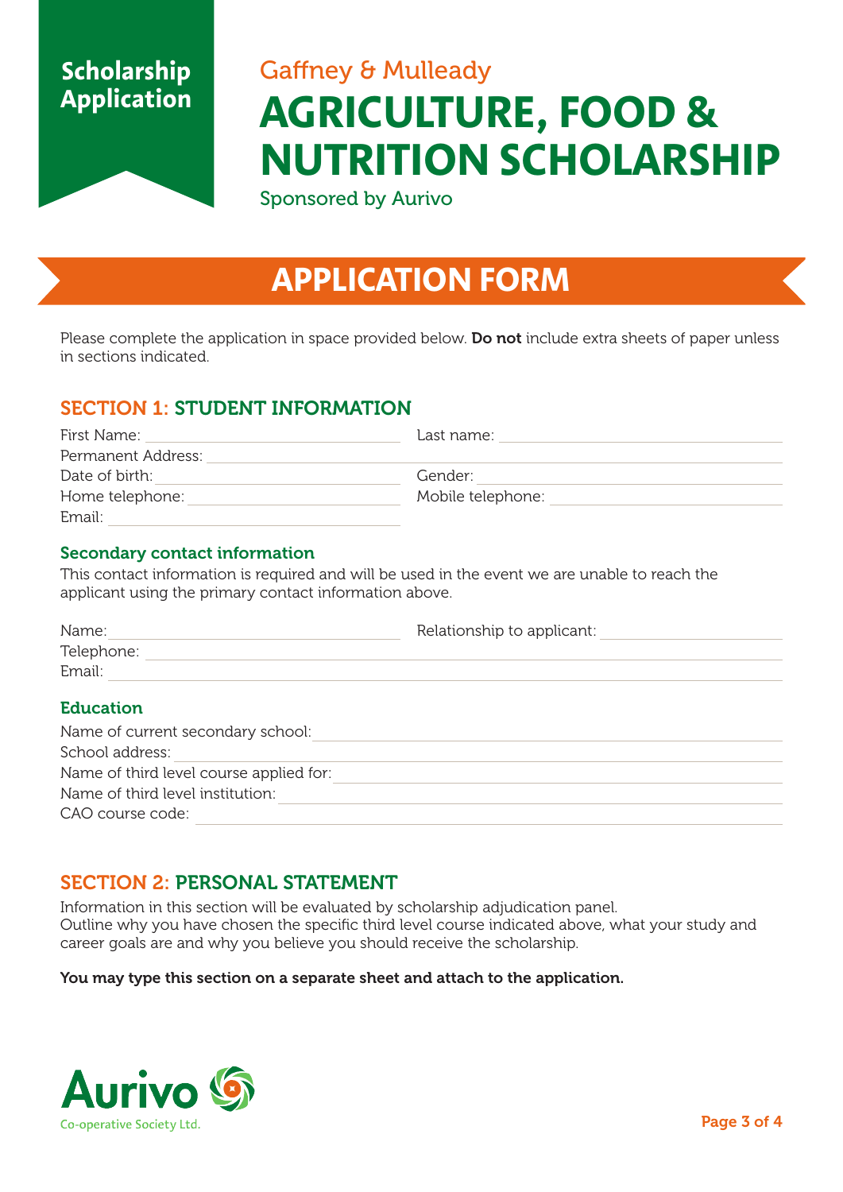Scholarship Application

Gaffney & Mulleady

# AGRICULTURE, FOOD & NUTRITION SCHOLARSHIP

Sponsored by Aurivo

## APPLICATION FORM

Please complete the application in space provided below. **Do not** include extra sheets of paper unless in sections indicated.

## SECTION 1: STUDENT INFORMATION

First Name: ____________________ Last name: ____________________

Permanent Address: ____________________

Date of birth: ____________________ Gender: ____________________

Home telephone: ____________________ Mobile telephone: ____________________

Email: ____________________

### Secondary contact information

This contact information is required and will be used in the event we are unable to reach the applicant using the primary contact information above.

Name: ____________________ Relationship to applicant: ____________________

Telephone: ____________________

Email: ____________________

### Education

Name of current secondary school: ____________________

School address: ____________________

Name of third level course applied for: ____________________

Name of third level institution: ____________________

CAO course code: ____________________

## SECTION 2: PERSONAL STATEMENT

Information in this section will be evaluated by scholarship adjudication panel.
Outline why you have chosen the specific third level course indicated above, what your study and career goals are and why you believe you should receive the scholarship.

**You may type this section on a separate sheet and attach to the application.**

Aurivo
Co-operative Society Ltd.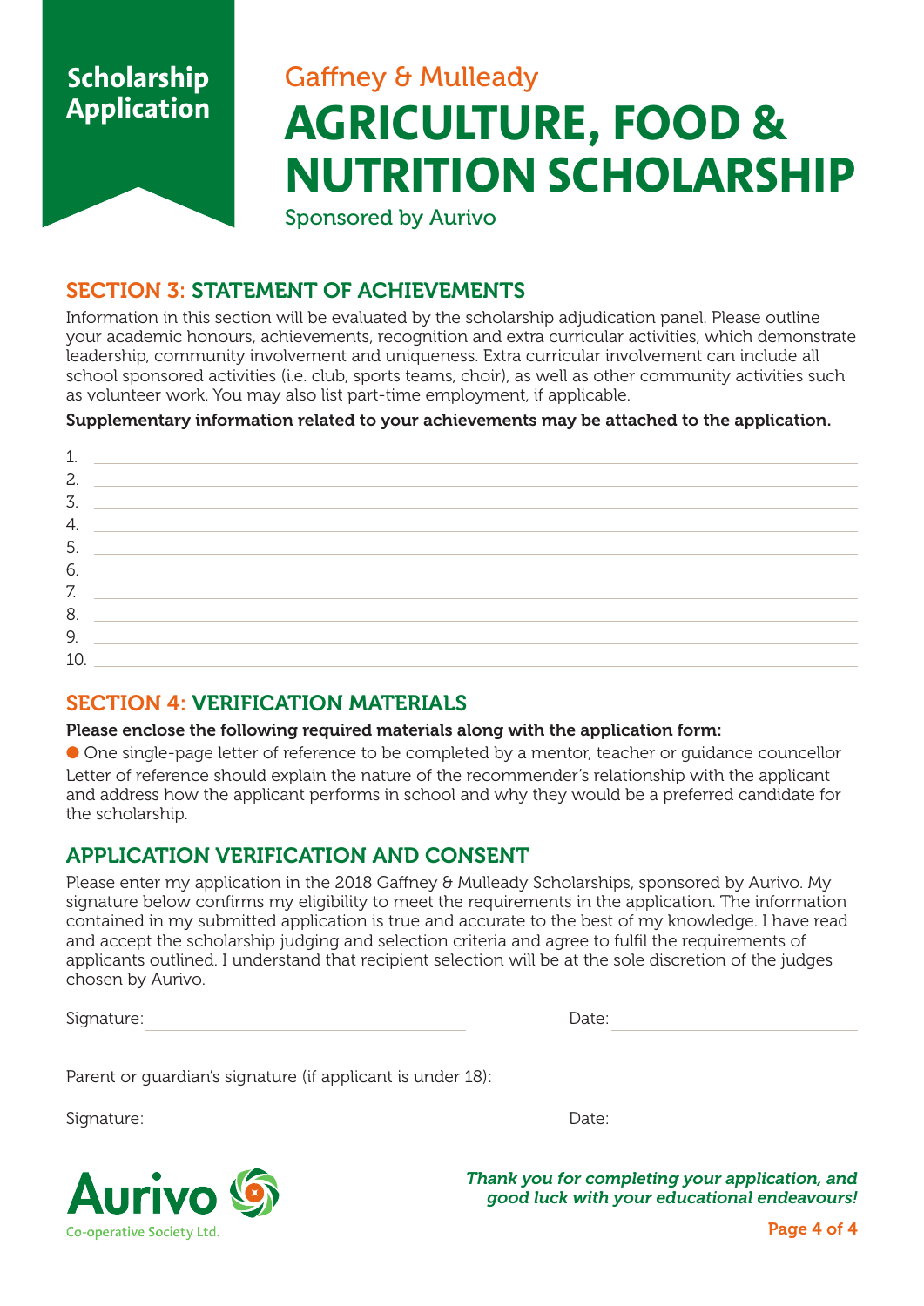Scholarship Application

Gaffney & Mulleady

# AGRICULTURE, FOOD & NUTRITION SCHOLARSHIP

Sponsored by Aurivo

## SECTION 3: STATEMENT OF ACHIEVEMENTS

Information in this section will be evaluated by the scholarship adjudication panel. Please outline your academic honours, achievements, recognition and extra curricular activities, which demonstrate leadership, community involvement and uniqueness. Extra curricular involvement can include all school sponsored activities (i.e. club, sports teams, choir), as well as other community activities such as volunteer work. You may also list part-time employment, if applicable.

**Supplementary information related to your achievements may be attached to the application.**

1. ______________________________
2. ______________________________
3. ______________________________
4. ______________________________
5. ______________________________
6. ______________________________
7. ______________________________
8. ______________________________
9. ______________________________
10. ______________________________

## SECTION 4: VERIFICATION MATERIALS

**Please enclose the following required materials along with the application form:**

- One single-page letter of reference to be completed by a mentor, teacher or guidance councellor

Letter of reference should explain the nature of the recommender's relationship with the applicant and address how the applicant performs in school and why they would be a preferred candidate for the scholarship.

## APPLICATION VERIFICATION AND CONSENT

Please enter my application in the 2018 Gaffney & Mulleady Scholarships, sponsored by Aurivo. My signature below confirms my eligibility to meet the requirements in the application. The information contained in my submitted application is true and accurate to the best of my knowledge. I have read and accept the scholarship judging and selection criteria and agree to fulfil the requirements of applicants outlined. I understand that recipient selection will be at the sole discretion of the judges chosen by Aurivo.

Signature: ______________________ Date: ______________

Parent or guardian's signature (if applicant is under 18):

Signature: ______________________ Date: ______________

Aurivo
Co-operative Society Ltd.

*Thank you for completing your application, and good luck with your educational endeavours!*